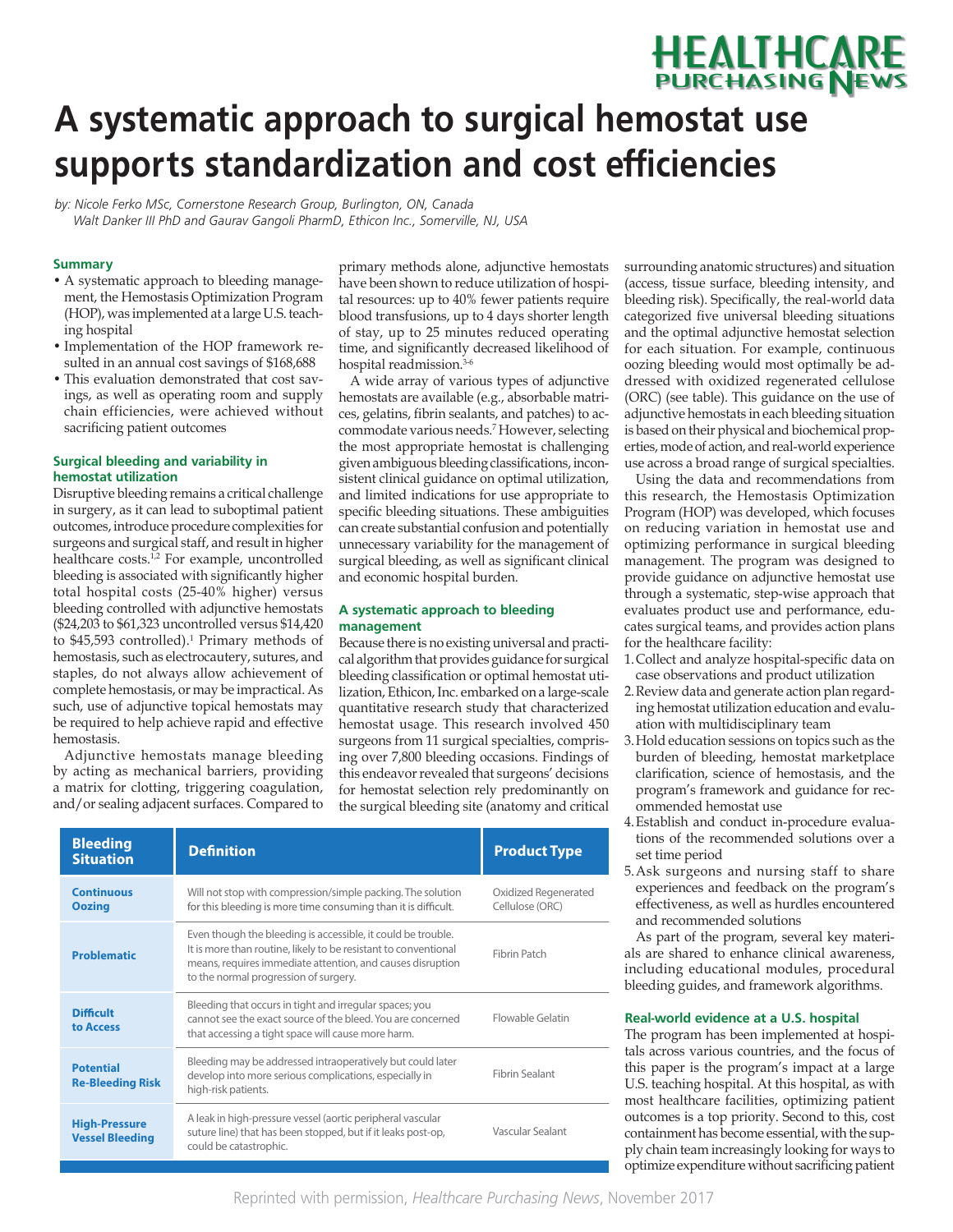# A systematic approach to surgical hemostat use supports standardization and cost efficiencies

*by: Nicole Ferko MSc, Cornerstone Research Group, Burlington, ON, Canada*
*Walt Danker III PhD and Gaurav Gangoli PharmD, Ethicon Inc., Somerville, NJ, USA*

### Summary

- A systematic approach to bleeding management, the Hemostasis Optimization Program (HOP), was implemented at a large U.S. teaching hospital
- Implementation of the HOP framework resulted in an annual cost savings of $168,688
- This evaluation demonstrated that cost savings, as well as operating room and supply chain efficiencies, were achieved without sacrificing patient outcomes

### Surgical bleeding and variability in hemostat utilization

Disruptive bleeding remains a critical challenge in surgery, as it can lead to suboptimal patient outcomes, introduce procedure complexities for surgeons and surgical staff, and result in higher healthcare costs.[1,2] For example, uncontrolled bleeding is associated with significantly higher total hospital costs (25-40% higher) versus bleeding controlled with adjunctive hemostats ($24,203 to $61,323 uncontrolled versus $14,420 to $45,593 controlled).[1] Primary methods of hemostasis, such as electrocautery, sutures, and staples, do not always allow achievement of complete hemostasis, or may be impractical. As such, use of adjunctive topical hemostats may be required to help achieve rapid and effective hemostasis.

Adjunctive hemostats manage bleeding by acting as mechanical barriers, providing a matrix for clotting, triggering coagulation, and/or sealing adjacent surfaces. Compared to primary methods alone, adjunctive hemostats have been shown to reduce utilization of hospital resources: up to 40% fewer patients require blood transfusions, up to 4 days shorter length of stay, up to 25 minutes reduced operating time, and significantly decreased likelihood of hospital readmission.[3-6]

A wide array of various types of adjunctive hemostats are available (e.g., absorbable matrices, gelatins, fibrin sealants, and patches) to accommodate various needs.[7] However, selecting the most appropriate hemostat is challenging given ambiguous bleeding classifications, inconsistent clinical guidance on optimal utilization, and limited indications for use appropriate to specific bleeding situations. These ambiguities can create substantial confusion and potentially unnecessary variability for the management of surgical bleeding, as well as significant clinical and economic hospital burden.

### A systematic approach to bleeding management

Because there is no existing universal and practical algorithm that provides guidance for surgical bleeding classification or optimal hemostat utilization, Ethicon, Inc. embarked on a large-scale quantitative research study that characterized hemostat usage. This research involved 450 surgeons from 11 surgical specialties, comprising over 7,800 bleeding occasions. Findings of this endeavor revealed that surgeons' decisions for hemostat selection rely predominantly on the surgical bleeding site (anatomy and critical surrounding anatomic structures) and situation (access, tissue surface, bleeding intensity, and bleeding risk). Specifically, the real-world data categorized five universal bleeding situations and the optimal adjunctive hemostat selection for each situation. For example, continuous oozing bleeding would most optimally be addressed with oxidized regenerated cellulose (ORC) (see table). This guidance on the use of adjunctive hemostats in each bleeding situation is based on their physical and biochemical properties, mode of action, and real-world experience use across a broad range of surgical specialties.

Using the data and recommendations from this research, the Hemostasis Optimization Program (HOP) was developed, which focuses on reducing variation in hemostat use and optimizing performance in surgical bleeding management. The program was designed to provide guidance on adjunctive hemostat use through a systematic, step-wise approach that evaluates product use and performance, educates surgical teams, and provides action plans for the healthcare facility:

1. Collect and analyze hospital-specific data on case observations and product utilization
2. Review data and generate action plan regarding hemostat utilization education and evaluation with multidisciplinary team
3. Hold education sessions on topics such as the burden of bleeding, hemostat marketplace clarification, science of hemostasis, and the program's framework and guidance for recommended hemostat use
4. Establish and conduct in-procedure evaluations of the recommended solutions over a set time period
5. Ask surgeons and nursing staff to share experiences and feedback on the program's effectiveness, as well as hurdles encountered and recommended solutions

As part of the program, several key materials are shared to enhance clinical awareness, including educational modules, procedural bleeding guides, and framework algorithms.

| Bleeding Situation | Definition | Product Type |
|---|---|---|
| Continuous Oozing | Will not stop with compression/simple packing. The solution for this bleeding is more time consuming than it is difficult. | Oxidized Regenerated Cellulose (ORC) |
| Problematic | Even though the bleeding is accessible, it could be trouble. It is more than routine, likely to be resistant to conventional means, requires immediate attention, and causes disruption to the normal progression of surgery. | Fibrin Patch |
| Difficult to Access | Bleeding that occurs in tight and irregular spaces; you cannot see the exact source of the bleed. You are concerned that accessing a tight space will cause more harm. | Flowable Gelatin |
| Potential Re-Bleeding Risk | Bleeding may be addressed intraoperatively but could later develop into more serious complications, especially in high-risk patients. | Fibrin Sealant |
| High-Pressure Vessel Bleeding | A leak in high-pressure vessel (aortic peripheral vascular suture line) that has been stopped, but if it leaks post-op, could be catastrophic. | Vascular Sealant |

### Real-world evidence at a U.S. hospital

The program has been implemented at hospitals across various countries, and the focus of this paper is the program's impact at a large U.S. teaching hospital. At this hospital, as with most healthcare facilities, optimizing patient outcomes is a top priority. Second to this, cost containment has become essential, with the supply chain team increasingly looking for ways to optimize expenditure without sacrificing patient

Reprinted with permission, *Healthcare Purchasing News*, November 2017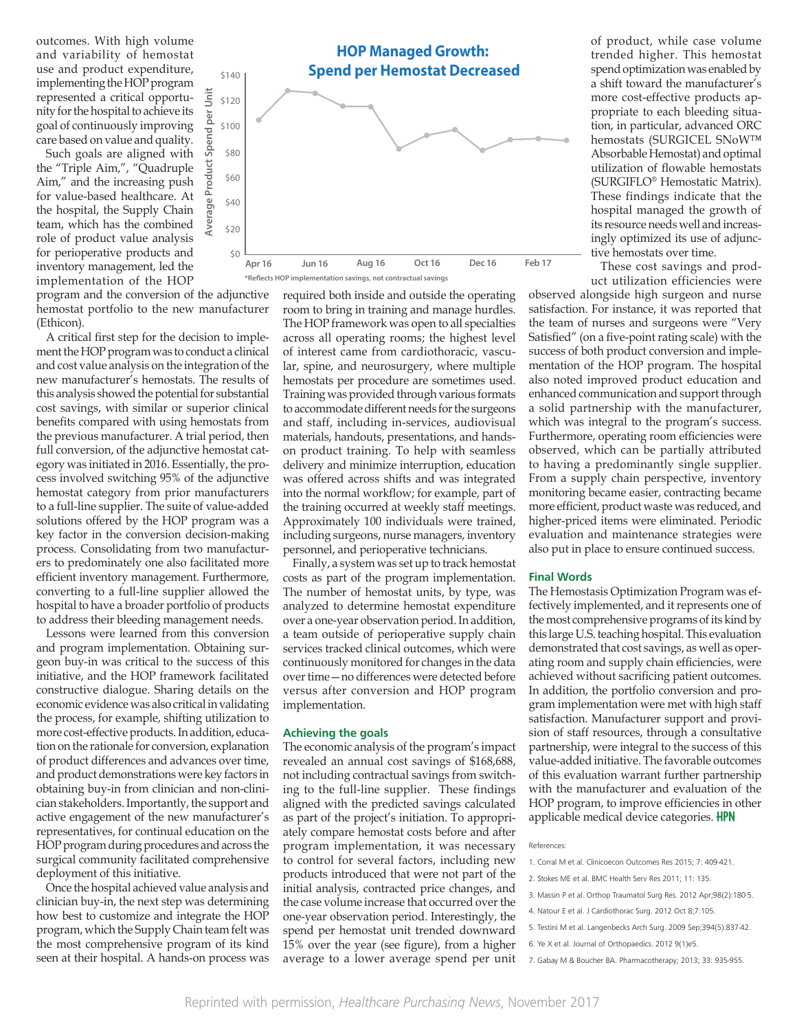outcomes. With high volume and variability of hemostat use and product expenditure, implementing the HOP program represented a critical opportunity for the hospital to achieve its goal of continuously improving care based on value and quality.

Such goals are aligned with the "Triple Aim,", "Quadruple Aim," and the increasing push for value-based healthcare. At the hospital, the Supply Chain team, which has the combined role of product value analysis for perioperative products and inventory management, led the implementation of the HOP program and the conversion of the adjunctive hemostat portfolio to the new manufacturer (Ethicon).

A critical first step for the decision to implement the HOP program was to conduct a clinical and cost value analysis on the integration of the new manufacturer's hemostats. The results of this analysis showed the potential for substantial cost savings, with similar or superior clinical benefits compared with using hemostats from the previous manufacturer. A trial period, then full conversion, of the adjunctive hemostat category was initiated in 2016. Essentially, the process involved switching 95% of the adjunctive hemostat category from prior manufacturers to a full-line supplier. The suite of value-added solutions offered by the HOP program was a key factor in the conversion decision-making process. Consolidating from two manufacturers to predominately one also facilitated more efficient inventory management. Furthermore, converting to a full-line supplier allowed the hospital to have a broader portfolio of products to address their bleeding management needs.

Lessons were learned from this conversion and program implementation. Obtaining surgeon buy-in was critical to the success of this initiative, and the HOP framework facilitated constructive dialogue. Sharing details on the economic evidence was also critical in validating the process, for example, shifting utilization to more cost-effective products. In addition, education on the rationale for conversion, explanation of product differences and advances over time, and product demonstrations were key factors in obtaining buy-in from clinician and non-clinician stakeholders. Importantly, the support and active engagement of the new manufacturer's representatives, for continual education on the HOP program during procedures and across the surgical community facilitated comprehensive deployment of this initiative.

Once the hospital achieved value analysis and clinician buy-in, the next step was determining how best to customize and integrate the HOP program, which the Supply Chain team felt was the most comprehensive program of its kind seen at their hospital. A hands-on process was required both inside and outside the operating room to bring in training and manage hurdles. The HOP framework was open to all specialties across all operating rooms; the highest level of interest came from cardiothoracic, vascular, spine, and neurosurgery, where multiple hemostats per procedure are sometimes used. Training was provided through various formats to accommodate different needs for the surgeons and staff, including in-services, audiovisual materials, handouts, presentations, and hands-on product training. To help with seamless delivery and minimize interruption, education was offered across shifts and was integrated into the normal workflow; for example, part of the training occurred at weekly staff meetings. Approximately 100 individuals were trained, including surgeons, nurse managers, inventory personnel, and perioperative technicians.

Finally, a system was set up to track hemostat costs as part of the program implementation. The number of hemostat units, by type, was analyzed to determine hemostat expenditure over a one-year observation period. In addition, a team outside of perioperative supply chain services tracked clinical outcomes, which were continuously monitored for changes in the data over time—no differences were detected before versus after conversion and HOP program implementation.

**HOP Managed Growth: Spend per Hemostat Decreased**

| Month | Average Product Spend per Unit (approx.) |
|---|---|
| Apr 16 | $105 |
| | $128 |
| Jun 16 | $126 |
| | $116 |
| Aug 16 | $116 |
| | $84 |
| Oct 16 | $94 |
| | $98 |
| Dec 16 | $83 |
| | $91 |
| Feb 17 | $92 |
| | $90 |

*Reflects HOP implementation savings, not contractual savings

## Achieving the goals

The economic analysis of the program's impact revealed an annual cost savings of $168,688, not including contractual savings from switching to the full-line supplier. These findings aligned with the predicted savings calculated as part of the project's initiation. To appropriately compare hemostat costs before and after program implementation, it was necessary to control for several factors, including new products introduced that were not part of the initial analysis, contracted price changes, and the case volume increase that occurred over the one-year observation period. Interestingly, the spend per hemostat unit trended downward 15% over the year (see figure), from a higher average to a lower average spend per unit of product, while case volume trended higher. This hemostat spend optimization was enabled by a shift toward the manufacturer's more cost-effective products appropriate to each bleeding situation, in particular, advanced ORC hemostats (SURGICEL SNoW™ Absorbable Hemostat) and optimal utilization of flowable hemostats (SURGIFLO® Hemostatic Matrix). These findings indicate that the hospital managed the growth of its resource needs well and increasingly optimized its use of adjunctive hemostats over time.

These cost savings and product utilization efficiencies were observed alongside high surgeon and nurse satisfaction. For instance, it was reported that the team of nurses and surgeons were "Very Satisfied" (on a five-point rating scale) with the success of both product conversion and implementation of the HOP program. The hospital also noted improved product education and enhanced communication and support through a solid partnership with the manufacturer, which was integral to the program's success. Furthermore, operating room efficiencies were observed, which can be partially attributed to having a predominantly single supplier. From a supply chain perspective, inventory monitoring became easier, contracting became more efficient, product waste was reduced, and higher-priced items were eliminated. Periodic evaluation and maintenance strategies were also put in place to ensure continued success.

## Final Words

The Hemostasis Optimization Program was effectively implemented, and it represents one of the most comprehensive programs of its kind by this large U.S. teaching hospital. This evaluation demonstrated that cost savings, as well as operating room and supply chain efficiencies, were achieved without sacrificing patient outcomes. In addition, the portfolio conversion and program implementation were met with high staff satisfaction. Manufacturer support and provision of staff resources, through a consultative partnership, were integral to the success of this value-added initiative. The favorable outcomes of this evaluation warrant further partnership with the manufacturer and evaluation of the HOP program, to improve efficiencies in other applicable medical device categories. **HPN**

References:

1. Corral M et al. Clinicoecon Outcomes Res 2015; 7: 409-421.
2. Stokes ME et al. BMC Health Serv Res 2011; 11: 135.
3. Massin P et al. Orthop Traumatol Surg Res. 2012 Apr;98(2):180-5.
4. Natour E et al. J Cardiothorac Surg. 2012 Oct 8;7:105.
5. Testini M et al. Langenbecks Arch Surg. 2009 Sep;394(5):837-42.
6. Ye X et al. Journal of Orthopaedics. 2012 9(1)e5.
7. Gabay M & Boucher BA. Pharmacotherapy; 2013; 33: 935-955.

Reprinted with permission, *Healthcare Purchasing News*, November 2017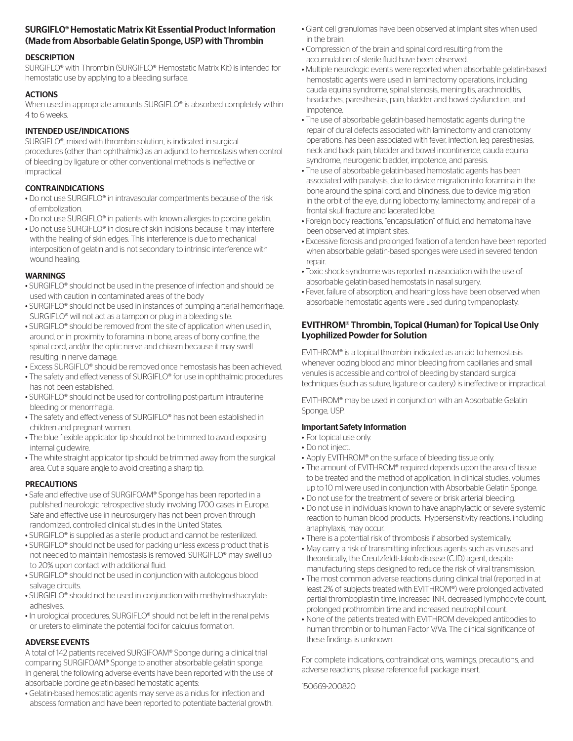## SURGIFLO® Hemostatic Matrix Kit Essential Product Information (Made from Absorbable Gelatin Sponge, USP) with Thrombin

### DESCRIPTION

SURGIFLO® with Thrombin (SURGIFLO® Hemostatic Matrix Kit) is intended for hemostatic use by applying to a bleeding surface.

### ACTIONS

When used in appropriate amounts SURGIFLO® is absorbed completely within 4 to 6 weeks.

### INTENDED USE/INDICATIONS

SURGIFLO®, mixed with thrombin solution, is indicated in surgical procedures (other than ophthalmic) as an adjunct to hemostasis when control of bleeding by ligature or other conventional methods is ineffective or impractical.

### CONTRAINDICATIONS

- Do not use SURGIFLO® in intravascular compartments because of the risk of embolization.
- Do not use SURGIFLO® in patients with known allergies to porcine gelatin.
- Do not use SURGIFLO® in closure of skin incisions because it may interfere with the healing of skin edges. This interference is due to mechanical interposition of gelatin and is not secondary to intrinsic interference with wound healing.

### WARNINGS

- SURGIFLO® should not be used in the presence of infection and should be used with caution in contaminated areas of the body
- SURGIFLO® should not be used in instances of pumping arterial hemorrhage. SURGIFLO® will not act as a tampon or plug in a bleeding site.
- SURGIFLO® should be removed from the site of application when used in, around, or in proximity to foramina in bone, areas of bony confine, the spinal cord, and/or the optic nerve and chiasm because it may swell resulting in nerve damage.
- Excess SURGIFLO® should be removed once hemostasis has been achieved.
- The safety and effectiveness of SURGIFLO® for use in ophthalmic procedures has not been established.
- SURGIFLO® should not be used for controlling post-partum intrauterine bleeding or menorrhagia.
- The safety and effectiveness of SURGIFLO® has not been established in children and pregnant women.
- The blue flexible applicator tip should not be trimmed to avoid exposing internal guidewire.
- The white straight applicator tip should be trimmed away from the surgical area. Cut a square angle to avoid creating a sharp tip.

### PRECAUTIONS

- Safe and effective use of SURGIFOAM® Sponge has been reported in a published neurologic retrospective study involving 1700 cases in Europe. Safe and effective use in neurosurgery has not been proven through randomized, controlled clinical studies in the United States.
- SURGIFLO® is supplied as a sterile product and cannot be resterilized.
- SURGIFLO® should not be used for packing unless excess product that is not needed to maintain hemostasis is removed. SURGIFLO® may swell up to 20% upon contact with additional fluid.
- SURGIFLO® should not be used in conjunction with autologous blood salvage circuits.
- SURGIFLO® should not be used in conjunction with methylmethacrylate adhesives.
- In urological procedures, SURGIFLO® should not be left in the renal pelvis or ureters to eliminate the potential foci for calculus formation.

### ADVERSE EVENTS

A total of 142 patients received SURGIFOAM® Sponge during a clinical trial comparing SURGIFOAM® Sponge to another absorbable gelatin sponge. In general, the following adverse events have been reported with the use of absorbable porcine gelatin-based hemostatic agents:

- Gelatin-based hemostatic agents may serve as a nidus for infection and abscess formation and have been reported to potentiate bacterial growth.
- Giant cell granulomas have been observed at implant sites when used in the brain.
- Compression of the brain and spinal cord resulting from the accumulation of sterile fluid have been observed.
- Multiple neurologic events were reported when absorbable gelatin-based hemostatic agents were used in laminectomy operations, including cauda equina syndrome, spinal stenosis, meningitis, arachnoiditis, headaches, paresthesias, pain, bladder and bowel dysfunction, and impotence.
- The use of absorbable gelatin-based hemostatic agents during the repair of dural defects associated with laminectomy and craniotomy operations, has been associated with fever, infection, leg paresthesias, neck and back pain, bladder and bowel incontinence, cauda equina syndrome, neurogenic bladder, impotence, and paresis.
- The use of absorbable gelatin-based hemostatic agents has been associated with paralysis, due to device migration into foramina in the bone around the spinal cord, and blindness, due to device migration in the orbit of the eye, during lobectomy, laminectomy, and repair of a frontal skull fracture and lacerated lobe.
- Foreign body reactions, "encapsulation" of fluid, and hematoma have been observed at implant sites.
- Excessive fibrosis and prolonged fixation of a tendon have been reported when absorbable gelatin-based sponges were used in severed tendon repair.
- Toxic shock syndrome was reported in association with the use of absorbable gelatin-based hemostats in nasal surgery.
- Fever, failure of absorption, and hearing loss have been observed when absorbable hemostatic agents were used during tympanoplasty.

## EVITHROM® Thrombin, Topical (Human) for Topical Use Only Lyophilized Powder for Solution

EVITHROM® is a topical thrombin indicated as an aid to hemostasis whenever oozing blood and minor bleeding from capillaries and small venules is accessible and control of bleeding by standard surgical techniques (such as suture, ligature or cautery) is ineffective or impractical.

EVITHROM® may be used in conjunction with an Absorbable Gelatin Sponge, USP.

### Important Safety Information

- For topical use only.
- Do not inject.
- Apply EVITHROM® on the surface of bleeding tissue only.
- The amount of EVITHROM® required depends upon the area of tissue to be treated and the method of application. In clinical studies, volumes up to 10 ml were used in conjunction with Absorbable Gelatin Sponge.
- Do not use for the treatment of severe or brisk arterial bleeding.
- Do not use in individuals known to have anaphylactic or severe systemic reaction to human blood products. Hypersensitivity reactions, including anaphylaxis, may occur.
- There is a potential risk of thrombosis if absorbed systemically.
- May carry a risk of transmitting infectious agents such as viruses and theoretically, the Creutzfeldt-Jakob disease (CJD) agent, despite manufacturing steps designed to reduce the risk of viral transmission.
- The most common adverse reactions during clinical trial (reported in at least 2% of subjects treated with EVITHROM®) were prolonged activated partial thromboplastin time, increased INR, decreased lymphocyte count, prolonged prothrombin time and increased neutrophil count.
- None of the patients treated with EVITHROM developed antibodies to human thrombin or to human Factor V/Va. The clinical significance of these findings is unknown.

For complete indications, contraindications, warnings, precautions, and adverse reactions, please reference full package insert.

150669-200820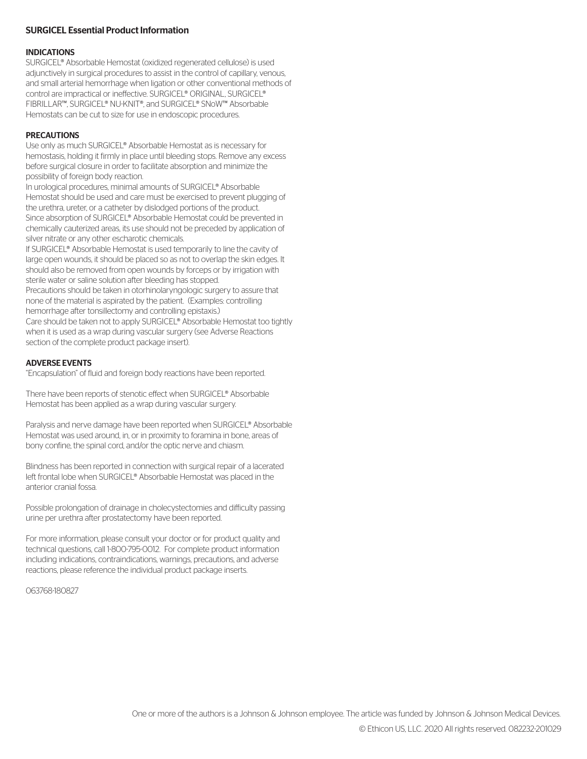## SURGICEL Essential Product Information

### INDICATIONS

SURGICEL® Absorbable Hemostat (oxidized regenerated cellulose) is used adjunctively in surgical procedures to assist in the control of capillary, venous, and small arterial hemorrhage when ligation or other conventional methods of control are impractical or ineffective. SURGICEL® ORIGINAL, SURGICEL® FIBRILLAR™, SURGICEL® NU-KNIT®, and SURGICEL® SNoW™ Absorbable Hemostats can be cut to size for use in endoscopic procedures.

### PRECAUTIONS

Use only as much SURGICEL® Absorbable Hemostat as is necessary for hemostasis, holding it firmly in place until bleeding stops. Remove any excess before surgical closure in order to facilitate absorption and minimize the possibility of foreign body reaction.

In urological procedures, minimal amounts of SURGICEL® Absorbable Hemostat should be used and care must be exercised to prevent plugging of the urethra, ureter, or a catheter by dislodged portions of the product.

Since absorption of SURGICEL® Absorbable Hemostat could be prevented in chemically cauterized areas, its use should not be preceded by application of silver nitrate or any other escharotic chemicals.

If SURGICEL® Absorbable Hemostat is used temporarily to line the cavity of large open wounds, it should be placed so as not to overlap the skin edges. It should also be removed from open wounds by forceps or by irrigation with sterile water or saline solution after bleeding has stopped.

Precautions should be taken in otorhinolaryngologic surgery to assure that none of the material is aspirated by the patient. (Examples: controlling hemorrhage after tonsillectomy and controlling epistaxis.)

Care should be taken not to apply SURGICEL® Absorbable Hemostat too tightly when it is used as a wrap during vascular surgery (see Adverse Reactions section of the complete product package insert).

### ADVERSE EVENTS

"Encapsulation" of fluid and foreign body reactions have been reported.

There have been reports of stenotic effect when SURGICEL® Absorbable Hemostat has been applied as a wrap during vascular surgery.

Paralysis and nerve damage have been reported when SURGICEL® Absorbable Hemostat was used around, in, or in proximity to foramina in bone, areas of bony confine, the spinal cord, and/or the optic nerve and chiasm.

Blindness has been reported in connection with surgical repair of a lacerated left frontal lobe when SURGICEL® Absorbable Hemostat was placed in the anterior cranial fossa.

Possible prolongation of drainage in cholecystectomies and difficulty passing urine per urethra after prostatectomy have been reported.

For more information, please consult your doctor or for product quality and technical questions, call 1-800-795-0012. For complete product information including indications, contraindications, warnings, precautions, and adverse reactions, please reference the individual product package inserts.

063768-180827

One or more of the authors is a Johnson & Johnson employee. The article was funded by Johnson & Johnson Medical Devices.

© Ethicon US, LLC. 2020 All rights reserved. 082232-201029